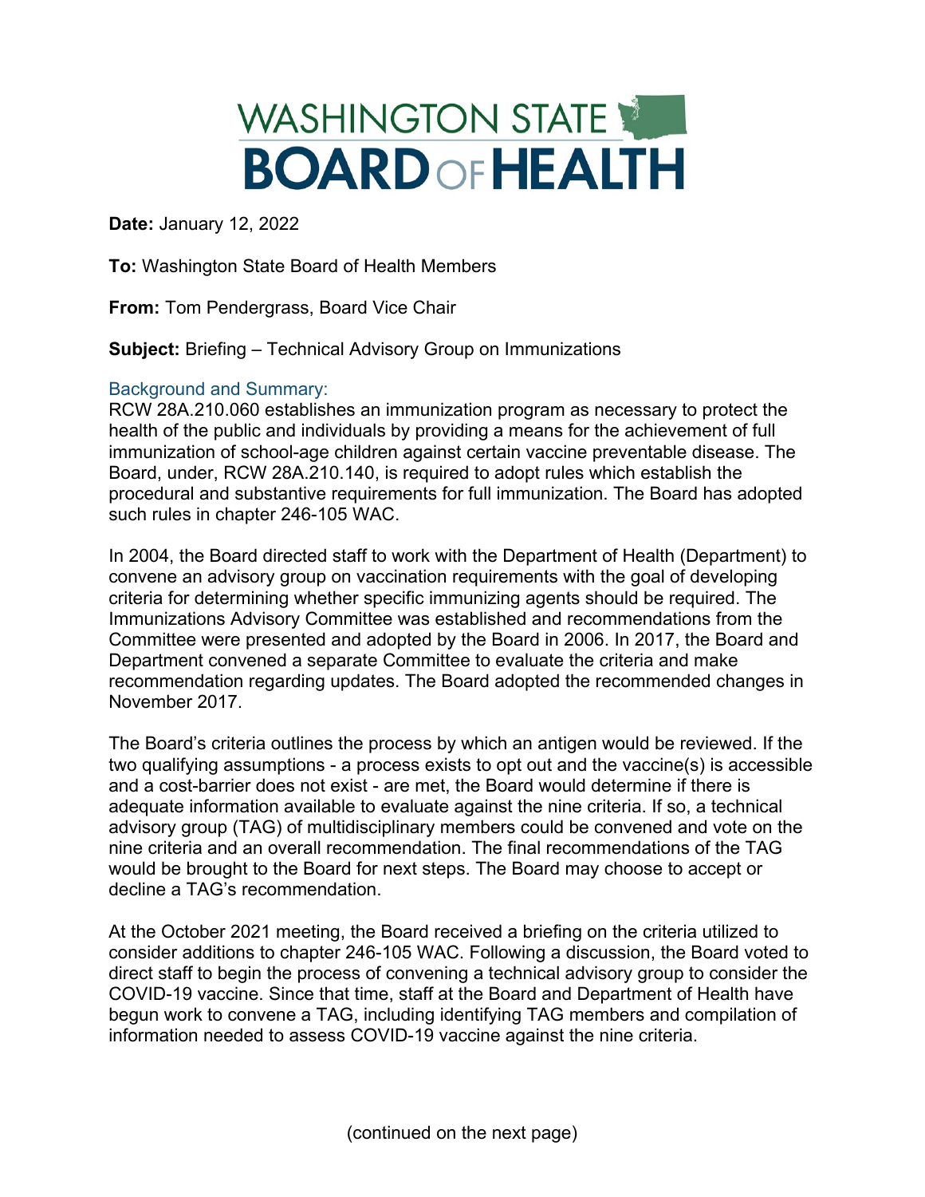# WASHINGTON STATE BOARD OF HEALTH

**Date:** January 12, 2022

**To:** Washington State Board of Health Members

**From:** Tom Pendergrass, Board Vice Chair

**Subject:** Briefing – Technical Advisory Group on Immunizations

## Background and Summary:

RCW 28A.210.060 establishes an immunization program as necessary to protect the health of the public and individuals by providing a means for the achievement of full immunization of school-age children against certain vaccine preventable disease. The Board, under, RCW 28A.210.140, is required to adopt rules which establish the procedural and substantive requirements for full immunization. The Board has adopted such rules in chapter 246-105 WAC.

In 2004, the Board directed staff to work with the Department of Health (Department) to convene an advisory group on vaccination requirements with the goal of developing criteria for determining whether specific immunizing agents should be required. The Immunizations Advisory Committee was established and recommendations from the Committee were presented and adopted by the Board in 2006. In 2017, the Board and Department convened a separate Committee to evaluate the criteria and make recommendation regarding updates. The Board adopted the recommended changes in November 2017.

The Board's criteria outlines the process by which an antigen would be reviewed. If the two qualifying assumptions - a process exists to opt out and the vaccine(s) is accessible and a cost-barrier does not exist - are met, the Board would determine if there is adequate information available to evaluate against the nine criteria. If so, a technical advisory group (TAG) of multidisciplinary members could be convened and vote on the nine criteria and an overall recommendation. The final recommendations of the TAG would be brought to the Board for next steps. The Board may choose to accept or decline a TAG's recommendation.

At the October 2021 meeting, the Board received a briefing on the criteria utilized to consider additions to chapter 246-105 WAC. Following a discussion, the Board voted to direct staff to begin the process of convening a technical advisory group to consider the COVID-19 vaccine. Since that time, staff at the Board and Department of Health have begun work to convene a TAG, including identifying TAG members and compilation of information needed to assess COVID-19 vaccine against the nine criteria.

(continued on the next page)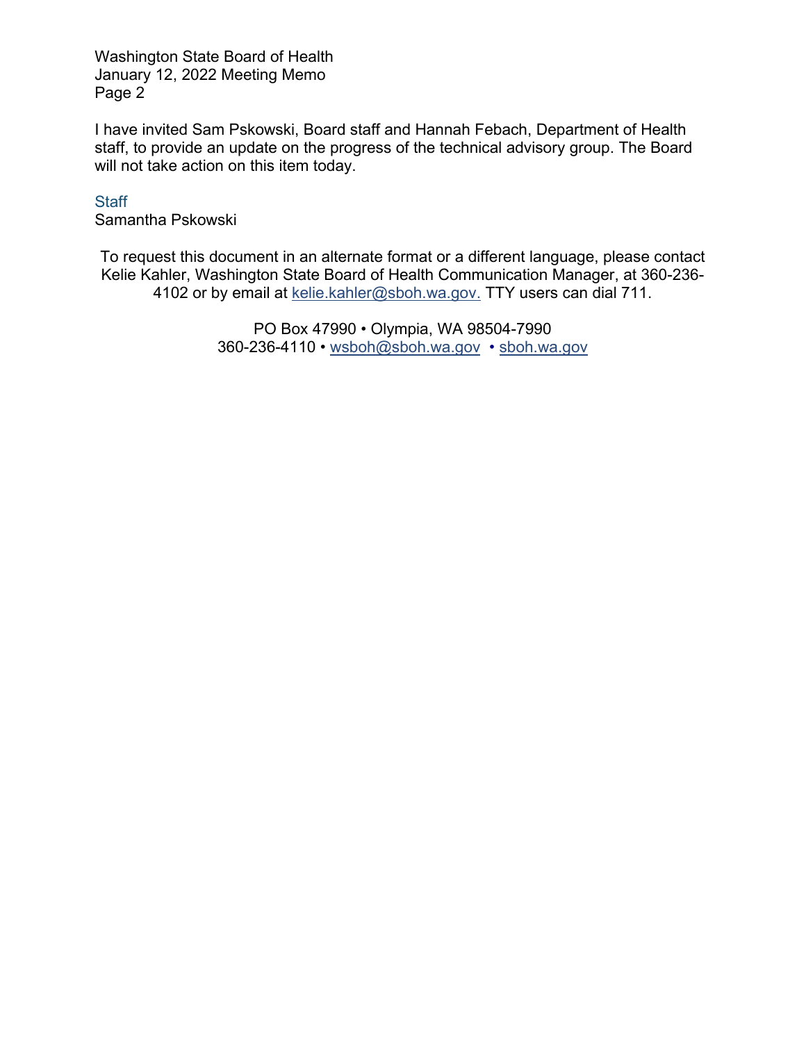I have invited Sam Pskowski, Board staff and Hannah Febach, Department of Health staff, to provide an update on the progress of the technical advisory group. The Board will not take action on this item today.

### Staff

Samantha Pskowski

To request this document in an alternate format or a different language, please contact Kelie Kahler, Washington State Board of Health Communication Manager, at 360-236-4102 or by email at kelie.kahler@sboh.wa.gov. TTY users can dial 711.

PO Box 47990 • Olympia, WA 98504-7990
360-236-4110 • wsboh@sboh.wa.gov • sboh.wa.gov